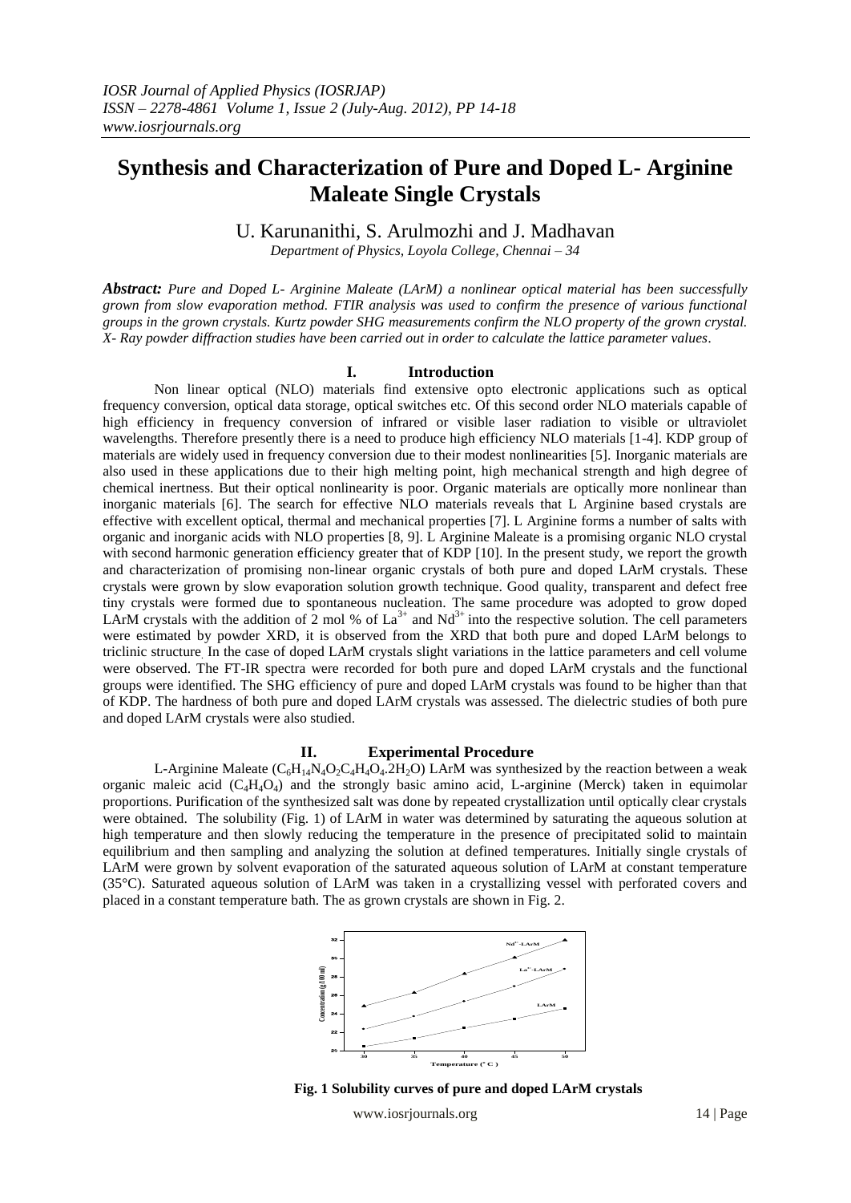# Synthesis and Characterization of Pure and Doped L- Arginine Maleate Single Crystals

U. Karunanithi, S. Arulmozhi and J. Madhavan

*Department of Physics, Loyola College, Chennai – 34*

***Abstract:*** *Pure and Doped L- Arginine Maleate (LArM) a nonlinear optical material has been successfully grown from slow evaporation method. FTIR analysis was used to confirm the presence of various functional groups in the grown crystals. Kurtz powder SHG measurements confirm the NLO property of the grown crystal. X- Ray powder diffraction studies have been carried out in order to calculate the lattice parameter values.*

## I. Introduction

Non linear optical (NLO) materials find extensive opto electronic applications such as optical frequency conversion, optical data storage, optical switches etc. Of this second order NLO materials capable of high efficiency in frequency conversion of infrared or visible laser radiation to visible or ultraviolet wavelengths. Therefore presently there is a need to produce high efficiency NLO materials [1-4]. KDP group of materials are widely used in frequency conversion due to their modest nonlinearities [5]. Inorganic materials are also used in these applications due to their high melting point, high mechanical strength and high degree of chemical inertness. But their optical nonlinearity is poor. Organic materials are optically more nonlinear than inorganic materials [6]. The search for effective NLO materials reveals that L Arginine based crystals are effective with excellent optical, thermal and mechanical properties [7]. L Arginine forms a number of salts with organic and inorganic acids with NLO properties [8, 9]. L Arginine Maleate is a promising organic NLO crystal with second harmonic generation efficiency greater that of KDP [10]. In the present study, we report the growth and characterization of promising non-linear organic crystals of both pure and doped LArM crystals. These crystals were grown by slow evaporation solution growth technique. Good quality, transparent and defect free tiny crystals were formed due to spontaneous nucleation. The same procedure was adopted to grow doped LArM crystals with the addition of 2 mol % of $La^{3+}$ and $Nd^{3+}$ into the respective solution. The cell parameters were estimated by powder XRD, it is observed from the XRD that both pure and doped LArM belongs to triclinic structure. In the case of doped LArM crystals slight variations in the lattice parameters and cell volume were observed. The FT-IR spectra were recorded for both pure and doped LArM crystals and the functional groups were identified. The SHG efficiency of pure and doped LArM crystals was found to be higher than that of KDP. The hardness of both pure and doped LArM crystals was assessed. The dielectric studies of both pure and doped LArM crystals were also studied.

## II. Experimental Procedure

L-Arginine Maleate ($C_6H_{14}N_4O_2C_4H_4O_4.2H_2O$) LArM was synthesized by the reaction between a weak organic maleic acid ($C_4H_4O_4$) and the strongly basic amino acid, L-arginine (Merck) taken in equimolar proportions. Purification of the synthesized salt was done by repeated crystallization until optically clear crystals were obtained. The solubility (Fig. 1) of LArM in water was determined by saturating the aqueous solution at high temperature and then slowly reducing the temperature in the presence of precipitated solid to maintain equilibrium and then sampling and analyzing the solution at defined temperatures. Initially single crystals of LArM were grown by solvent evaporation of the saturated aqueous solution of LArM at constant temperature (35°C). Saturated aqueous solution of LArM was taken in a crystallizing vessel with perforated covers and placed in a constant temperature bath. The as grown crystals are shown in Fig. 2.

**Fig. 1 Solubility curves of pure and doped LArM crystals**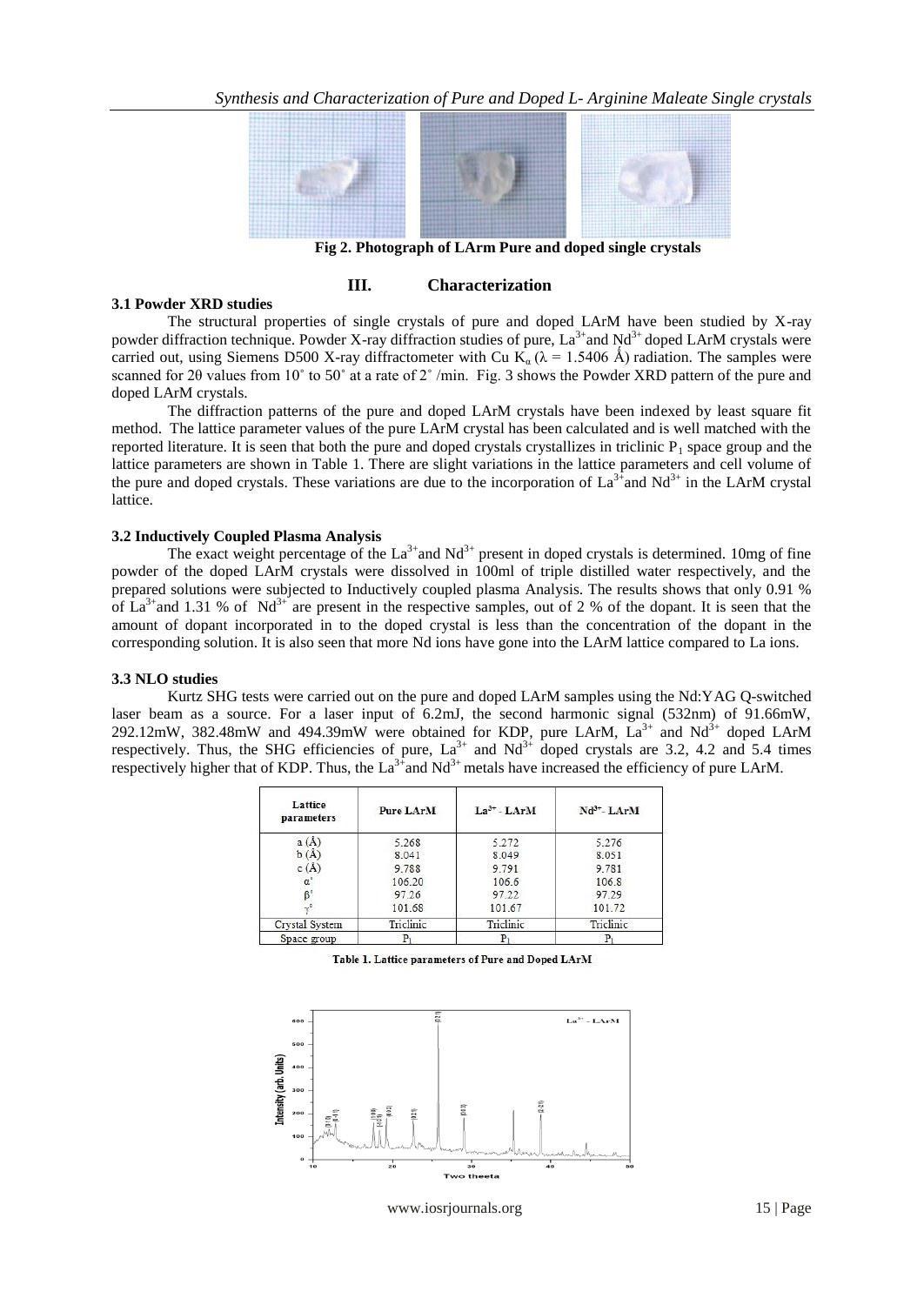**Fig 2. Photograph of LArm Pure and doped single crystals**

## III. Characterization

### 3.1 Powder XRD studies

The structural properties of single crystals of pure and doped LArM have been studied by X-ray powder diffraction technique. Powder X-ray diffraction studies of pure, $La^{3+}$and $Nd^{3+}$ doped LArM crystals were carried out, using Siemens D500 X-ray diffractometer with Cu $K_\alpha$ ($\lambda$ = 1.5406 Å) radiation. The samples were scanned for 2θ values from 10˚ to 50˚ at a rate of 2˚ /min. Fig. 3 shows the Powder XRD pattern of the pure and doped LArM crystals.

The diffraction patterns of the pure and doped LArM crystals have been indexed by least square fit method. The lattice parameter values of the pure LArM crystal has been calculated and is well matched with the reported literature. It is seen that both the pure and doped crystals crystallizes in triclinic $P_1$ space group and the lattice parameters are shown in Table 1. There are slight variations in the lattice parameters and cell volume of the pure and doped crystals. These variations are due to the incorporation of $La^{3+}$and $Nd^{3+}$ in the LArM crystal lattice.

### 3.2 Inductively Coupled Plasma Analysis

The exact weight percentage of the $La^{3+}$and $Nd^{3+}$ present in doped crystals is determined. 10mg of fine powder of the doped LArM crystals were dissolved in 100ml of triple distilled water respectively, and the prepared solutions were subjected to Inductively coupled plasma Analysis. The results shows that only 0.91 % of $La^{3+}$and 1.31 % of $Nd^{3+}$ are present in the respective samples, out of 2 % of the dopant. It is seen that the amount of dopant incorporated in to the doped crystal is less than the concentration of the dopant in the corresponding solution. It is also seen that more Nd ions have gone into the LArM lattice compared to La ions.

### 3.3 NLO studies

Kurtz SHG tests were carried out on the pure and doped LArM samples using the Nd:YAG Q-switched laser beam as a source. For a laser input of 6.2mJ, the second harmonic signal (532nm) of 91.66mW, 292.12mW, 382.48mW and 494.39mW were obtained for KDP, pure LArM, $La^{3+}$ and $Nd^{3+}$ doped LArM respectively. Thus, the SHG efficiencies of pure, $La^{3+}$ and $Nd^{3+}$ doped crystals are 3.2, 4.2 and 5.4 times respectively higher that of KDP. Thus, the $La^{3+}$and $Nd^{3+}$ metals have increased the efficiency of pure LArM.

| Lattice parameters | Pure LArM | $La^{3+}$ - LArM | $Nd^{3+}$- LArM |
|---|---|---|---|
| a (Å) | 5.268 | 5.272 | 5.276 |
| b (Å) | 8.041 | 8.049 | 8.051 |
| c (Å) | 9.788 | 9.791 | 9.781 |
| α˚ | 106.20 | 106.6 | 106.8 |
| β˚ | 97.26 | 97.22 | 97.29 |
| γ˚ | 101.68 | 101.67 | 101.72 |
| Crystal System | Triclinic | Triclinic | Triclinic |
| Space group | $P_1$ | $P_1$ | $P_1$ |

**Table 1. Lattice parameters of Pure and Doped LArM**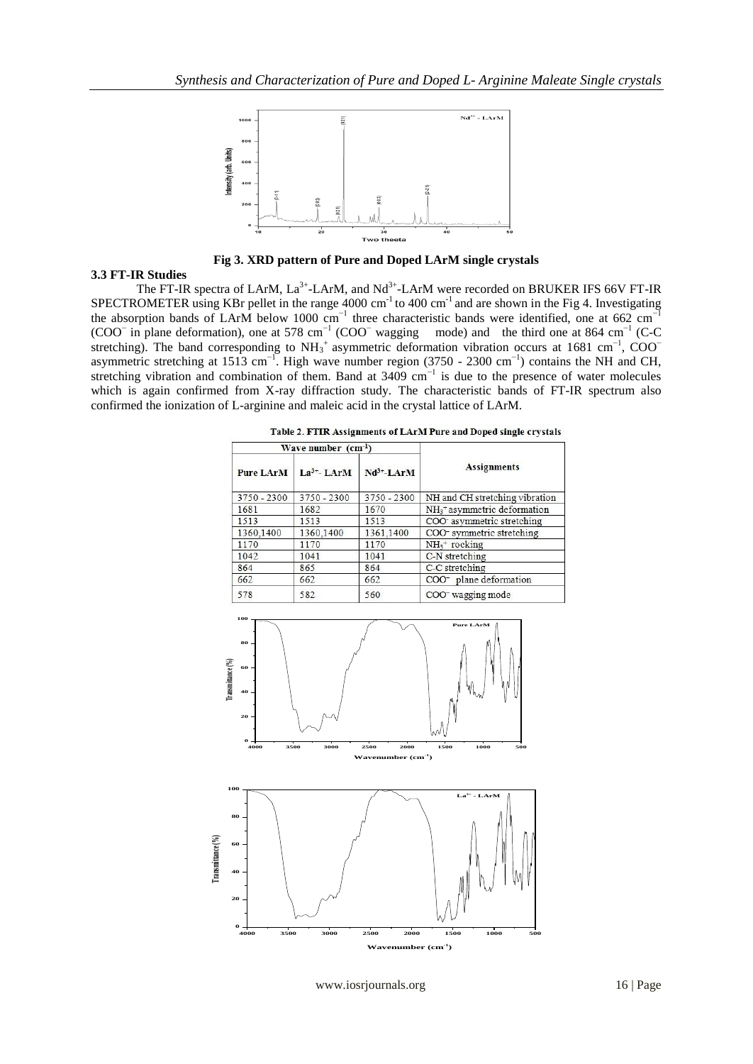Fig 3. XRD pattern of Pure and Doped LArM single crystals

### 3.3 FT-IR Studies

The FT-IR spectra of LArM, $La^{3+}$-LArM, and $Nd^{3+}$-LArM were recorded on BRUKER IFS 66V FT-IR SPECTROMETER using KBr pellet in the range 4000 $cm^{-1}$ to 400 $cm^{-1}$ and are shown in the Fig 4. Investigating the absorption bands of LArM below 1000 $cm^{-1}$ three characteristic bands were identified, one at 662 $cm^{-1}$ ($COO^-$ in plane deformation), one at 578 $cm^{-1}$ ($COO^-$ wagging mode) and the third one at 864 $cm^{-1}$ (C-C stretching). The band corresponding to $NH_3^+$ asymmetric deformation vibration occurs at 1681 $cm^{-1}$, $COO^-$ asymmetric stretching at 1513 $cm^{-1}$. High wave number region (3750 - 2300 $cm^{-1}$) contains the NH and CH, stretching vibration and combination of them. Band at 3409 $cm^{-1}$ is due to the presence of water molecules which is again confirmed from X-ray diffraction study. The characteristic bands of FT-IR spectrum also confirmed the ionization of L-arginine and maleic acid in the crystal lattice of LArM.

**Table 2. FTIR Assignments of LArM Pure and Doped single crystals**

| Wave number ($cm^{-1}$) | | | Assignments |
|---|---|---|---|
| Pure LArM | $La^{3+}$- LArM | $Nd^{3+}$-LArM | |
| 3750 - 2300 | 3750 - 2300 | 3750 - 2300 | NH and CH stretching vibration |
| 1681 | 1682 | 1670 | $NH_3^+$ asymmetric deformation |
| 1513 | 1513 | 1513 | $COO^-$ asymmetric stretching |
| 1360,1400 | 1360,1400 | 1361,1400 | $COO^-$ symmetric stretching |
| 1170 | 1170 | 1170 | $NH_3^+$ rocking |
| 1042 | 1041 | 1041 | C-N stretching |
| 864 | 865 | 864 | C-C stretching |
| 662 | 662 | 662 | $COO^-$ plane deformation |
| 578 | 582 | 560 | $COO^-$ wagging mode |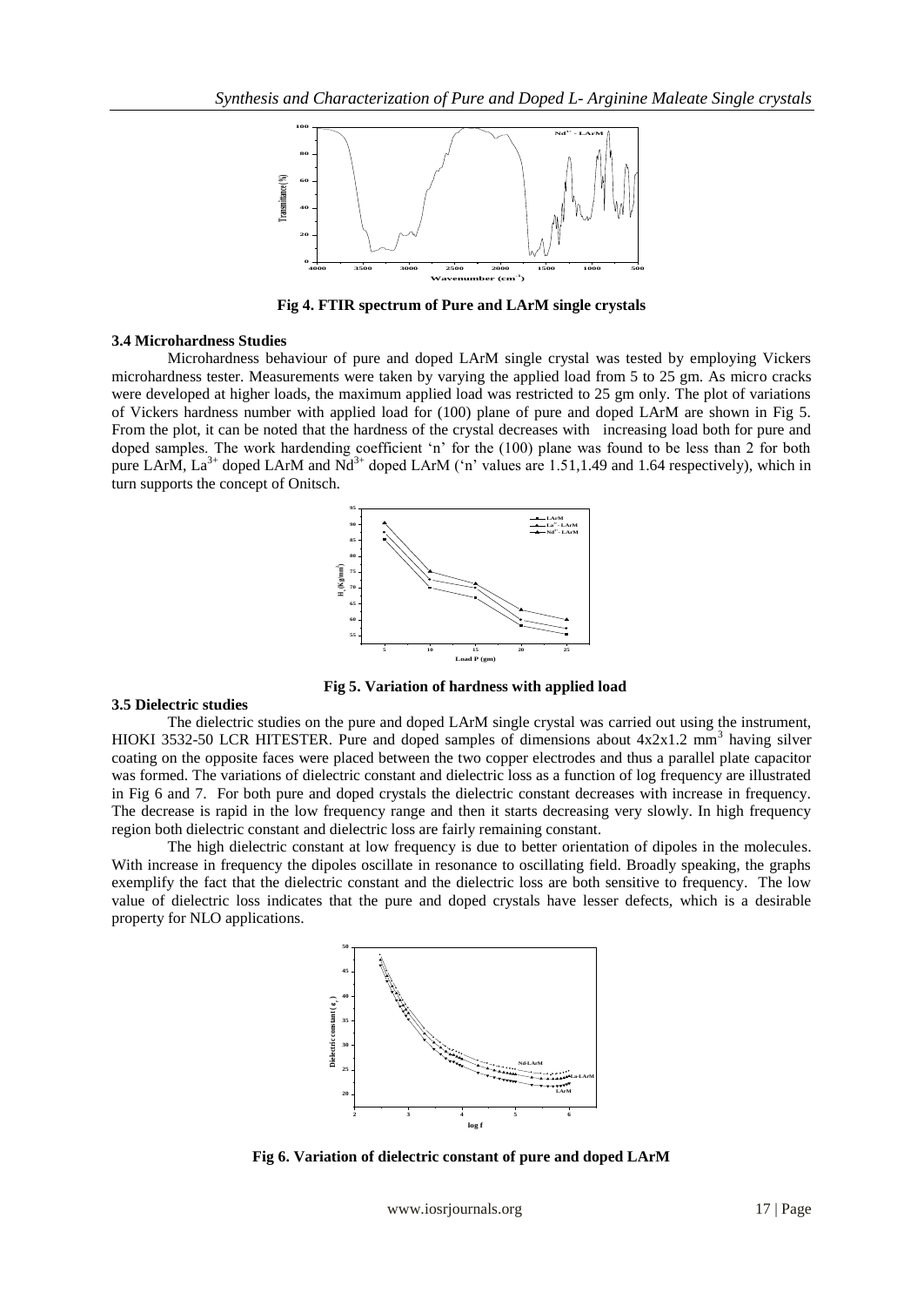**Fig 4. FTIR spectrum of Pure and LArM single crystals**

### 3.4 Microhardness Studies

Microhardness behaviour of pure and doped LArM single crystal was tested by employing Vickers microhardness tester. Measurements were taken by varying the applied load from 5 to 25 gm. As micro cracks were developed at higher loads, the maximum applied load was restricted to 25 gm only. The plot of variations of Vickers hardness number with applied load for (100) plane of pure and doped LArM are shown in Fig 5. From the plot, it can be noted that the hardness of the crystal decreases with increasing load both for pure and doped samples. The work hardending coefficient 'n' for the (100) plane was found to be less than 2 for both pure LArM, $La^{3+}$ doped LArM and $Nd^{3+}$ doped LArM ('n' values are 1.51,1.49 and 1.64 respectively), which in turn supports the concept of Onitsch.

**Fig 5. Variation of hardness with applied load**

### 3.5 Dielectric studies

The dielectric studies on the pure and doped LArM single crystal was carried out using the instrument, HIOKI 3532-50 LCR HITESTER. Pure and doped samples of dimensions about 4x2x1.2 $mm^3$ having silver coating on the opposite faces were placed between the two copper electrodes and thus a parallel plate capacitor was formed. The variations of dielectric constant and dielectric loss as a function of log frequency are illustrated in Fig 6 and 7. For both pure and doped crystals the dielectric constant decreases with increase in frequency. The decrease is rapid in the low frequency range and then it starts decreasing very slowly. In high frequency region both dielectric constant and dielectric loss are fairly remaining constant.

The high dielectric constant at low frequency is due to better orientation of dipoles in the molecules. With increase in frequency the dipoles oscillate in resonance to oscillating field. Broadly speaking, the graphs exemplify the fact that the dielectric constant and the dielectric loss are both sensitive to frequency. The low value of dielectric loss indicates that the pure and doped crystals have lesser defects, which is a desirable property for NLO applications.

**Fig 6. Variation of dielectric constant of pure and doped LArM**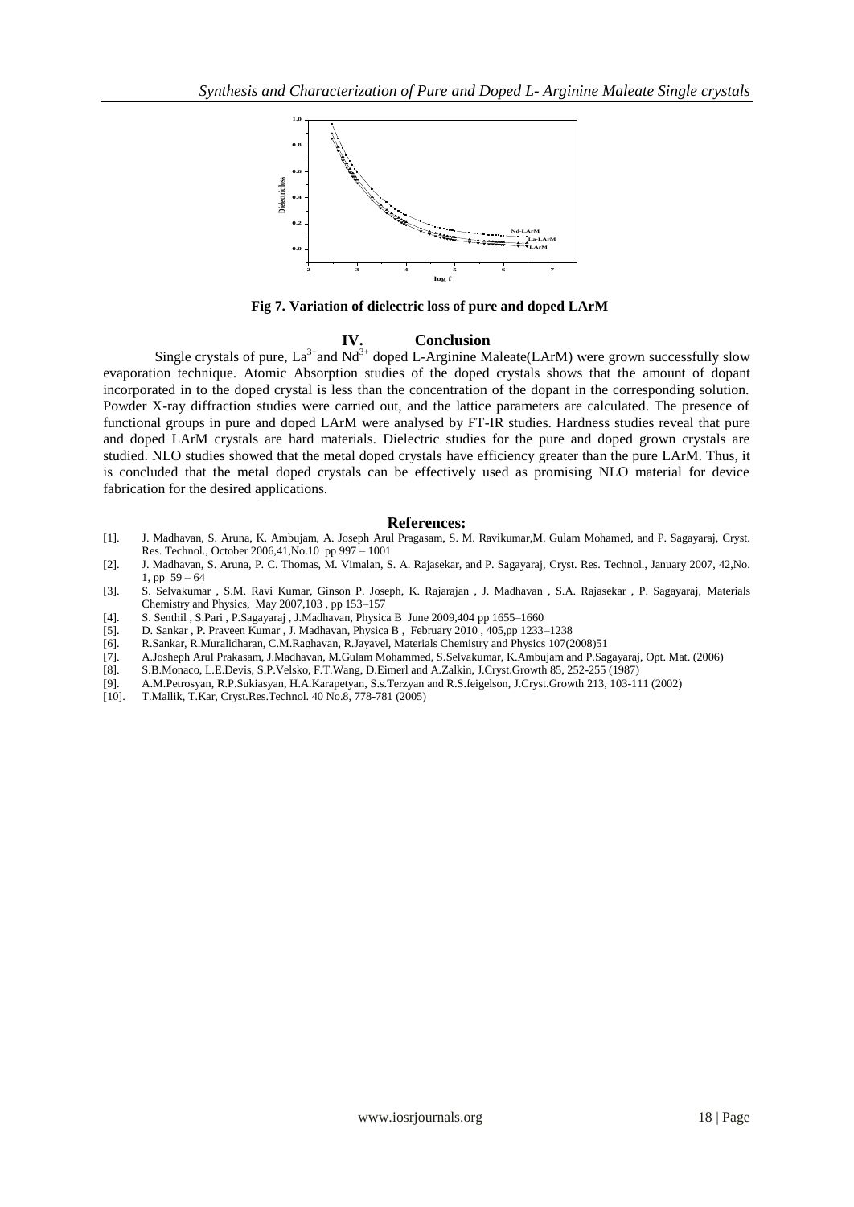1.0

0.8

0.6

0.4

0.2

0.0

Dielectric loss

2

3

4

5

6

7

log f

Nd-LArM

La-LArM

LArM

**Fig 7. Variation of dielectric loss of pure and doped LArM**

## IV. Conclusion

Single crystals of pure, $La^{3+}$and $Nd^{3+}$ doped L-Arginine Maleate(LArM) were grown successfully slow evaporation technique. Atomic Absorption studies of the doped crystals shows that the amount of dopant incorporated in to the doped crystal is less than the concentration of the dopant in the corresponding solution. Powder X-ray diffraction studies were carried out, and the lattice parameters are calculated. The presence of functional groups in pure and doped LArM were analysed by FT-IR studies. Hardness studies reveal that pure and doped LArM crystals are hard materials. Dielectric studies for the pure and doped grown crystals are studied. NLO studies showed that the metal doped crystals have efficiency greater than the pure LArM. Thus, it is concluded that the metal doped crystals can be effectively used as promising NLO material for device fabrication for the desired applications.

## References:

[1]. J. Madhavan, S. Aruna, K. Ambujam, A. Joseph Arul Pragasam, S. M. Ravikumar,M. Gulam Mohamed, and P. Sagayaraj, Cryst. Res. Technol., October 2006,41,No.10 pp 997 – 1001

[2]. J. Madhavan, S. Aruna, P. C. Thomas, M. Vimalan, S. A. Rajasekar, and P. Sagayaraj, Cryst. Res. Technol., January 2007, 42,No. 1, pp 59 – 64

[3]. S. Selvakumar , S.M. Ravi Kumar, Ginson P. Joseph, K. Rajarajan , J. Madhavan , S.A. Rajasekar , P. Sagayaraj, Materials Chemistry and Physics, May 2007,103 , pp 153–157

[4]. S. Senthil , S.Pari , P.Sagayaraj , J.Madhavan, Physica B June 2009,404 pp 1655–1660

[5]. D. Sankar , P. Praveen Kumar , J. Madhavan, Physica B , February 2010 , 405,pp 1233–1238

[6]. R.Sankar, R.Muralidharan, C.M.Raghavan, R.Jayavel, Materials Chemistry and Physics 107(2008)51

[7]. A.Josheph Arul Prakasam, J.Madhavan, M.Gulam Mohammed, S.Selvakumar, K.Ambujam and P.Sagayaraj, Opt. Mat. (2006)

[8]. S.B.Monaco, L.E.Devis, S.P.Velsko, F.T.Wang, D.Eimerl and A.Zalkin, J.Cryst.Growth 85, 252-255 (1987)

[9]. A.M.Petrosyan, R.P.Sukiasyan, H.A.Karapetyan, S.s.Terzyan and R.S.feigelson, J.Cryst.Growth 213, 103-111 (2002)

[10]. T.Mallik, T.Kar, Cryst.Res.Technol. 40 No.8, 778-781 (2005)